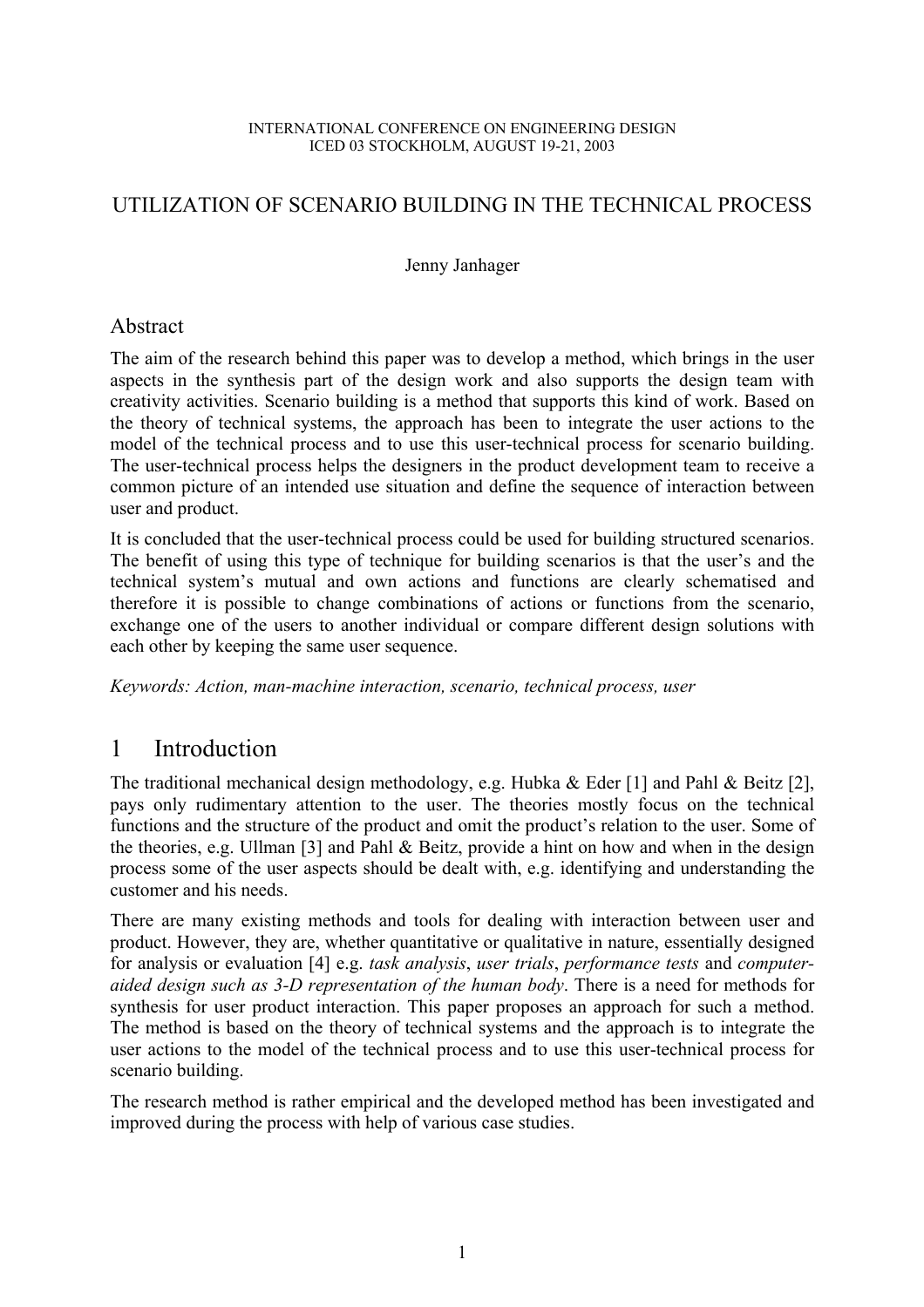INTERNATIONAL CONFERENCE ON ENGINEERING DESIGN
ICED 03 STOCKHOLM, AUGUST 19-21, 2003

# UTILIZATION OF SCENARIO BUILDING IN THE TECHNICAL PROCESS

Jenny Janhager

## Abstract

The aim of the research behind this paper was to develop a method, which brings in the user aspects in the synthesis part of the design work and also supports the design team with creativity activities. Scenario building is a method that supports this kind of work. Based on the theory of technical systems, the approach has been to integrate the user actions to the model of the technical process and to use this user-technical process for scenario building. The user-technical process helps the designers in the product development team to receive a common picture of an intended use situation and define the sequence of interaction between user and product.

It is concluded that the user-technical process could be used for building structured scenarios. The benefit of using this type of technique for building scenarios is that the user's and the technical system's mutual and own actions and functions are clearly schematised and therefore it is possible to change combinations of actions or functions from the scenario, exchange one of the users to another individual or compare different design solutions with each other by keeping the same user sequence.

*Keywords: Action, man-machine interaction, scenario, technical process, user*

# 1 Introduction

The traditional mechanical design methodology, e.g. Hubka & Eder [1] and Pahl & Beitz [2], pays only rudimentary attention to the user. The theories mostly focus on the technical functions and the structure of the product and omit the product's relation to the user. Some of the theories, e.g. Ullman [3] and Pahl & Beitz, provide a hint on how and when in the design process some of the user aspects should be dealt with, e.g. identifying and understanding the customer and his needs.

There are many existing methods and tools for dealing with interaction between user and product. However, they are, whether quantitative or qualitative in nature, essentially designed for analysis or evaluation [4] e.g. *task analysis*, *user trials*, *performance tests* and *computer-aided design such as 3-D representation of the human body*. There is a need for methods for synthesis for user product interaction. This paper proposes an approach for such a method. The method is based on the theory of technical systems and the approach is to integrate the user actions to the model of the technical process and to use this user-technical process for scenario building.

The research method is rather empirical and the developed method has been investigated and improved during the process with help of various case studies.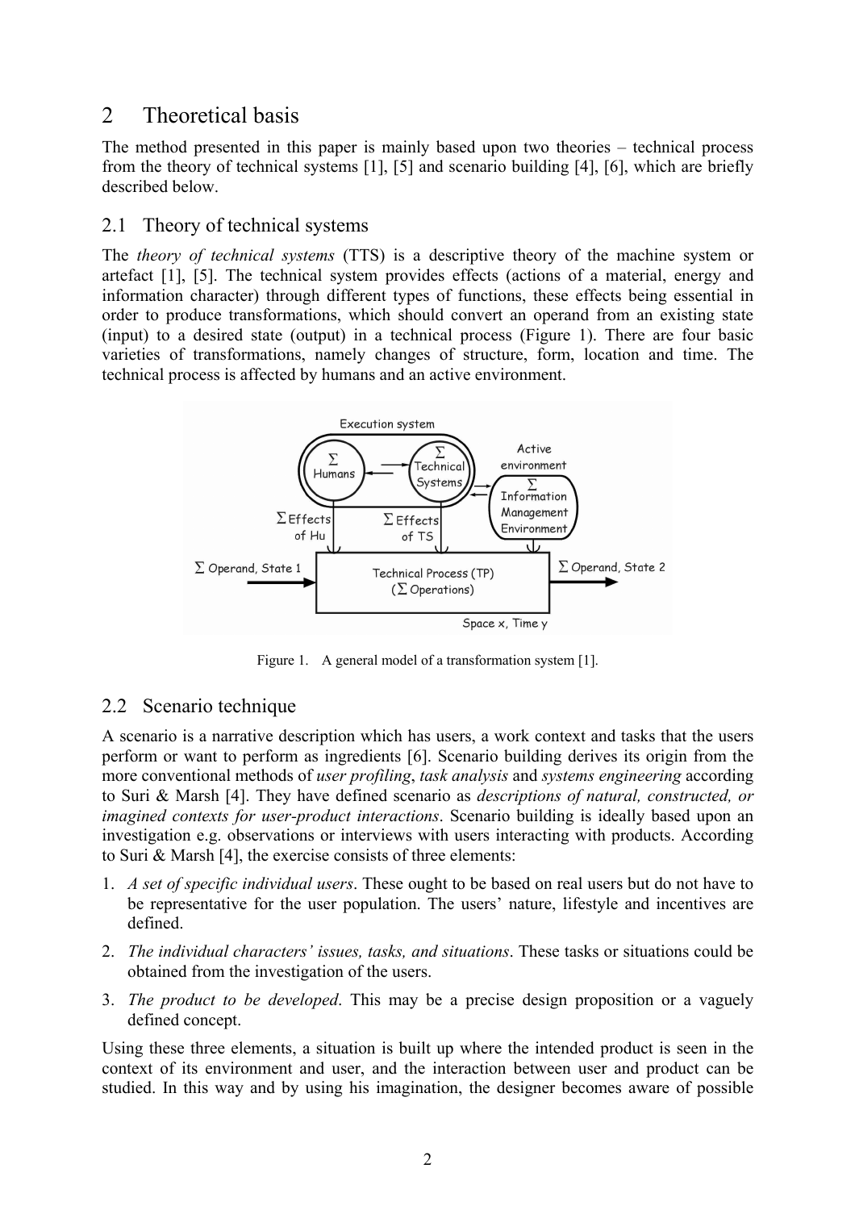## 2 Theoretical basis

The method presented in this paper is mainly based upon two theories – technical process from the theory of technical systems [1], [5] and scenario building [4], [6], which are briefly described below.

### 2.1 Theory of technical systems

The *theory of technical systems* (TTS) is a descriptive theory of the machine system or artefact [1], [5]. The technical system provides effects (actions of a material, energy and information character) through different types of functions, these effects being essential in order to produce transformations, which should convert an operand from an existing state (input) to a desired state (output) in a technical process (Figure 1). There are four basic varieties of transformations, namely changes of structure, form, location and time. The technical process is affected by humans and an active environment.

Figure 1. A general model of a transformation system [1].

### 2.2 Scenario technique

A scenario is a narrative description which has users, a work context and tasks that the users perform or want to perform as ingredients [6]. Scenario building derives its origin from the more conventional methods of *user profiling*, *task analysis* and *systems engineering* according to Suri & Marsh [4]. They have defined scenario as *descriptions of natural, constructed, or imagined contexts for user-product interactions*. Scenario building is ideally based upon an investigation e.g. observations or interviews with users interacting with products. According to Suri & Marsh [4], the exercise consists of three elements:

1. *A set of specific individual users*. These ought to be based on real users but do not have to be representative for the user population. The users' nature, lifestyle and incentives are defined.
2. *The individual characters' issues, tasks, and situations*. These tasks or situations could be obtained from the investigation of the users.
3. *The product to be developed*. This may be a precise design proposition or a vaguely defined concept.

Using these three elements, a situation is built up where the intended product is seen in the context of its environment and user, and the interaction between user and product can be studied. In this way and by using his imagination, the designer becomes aware of possible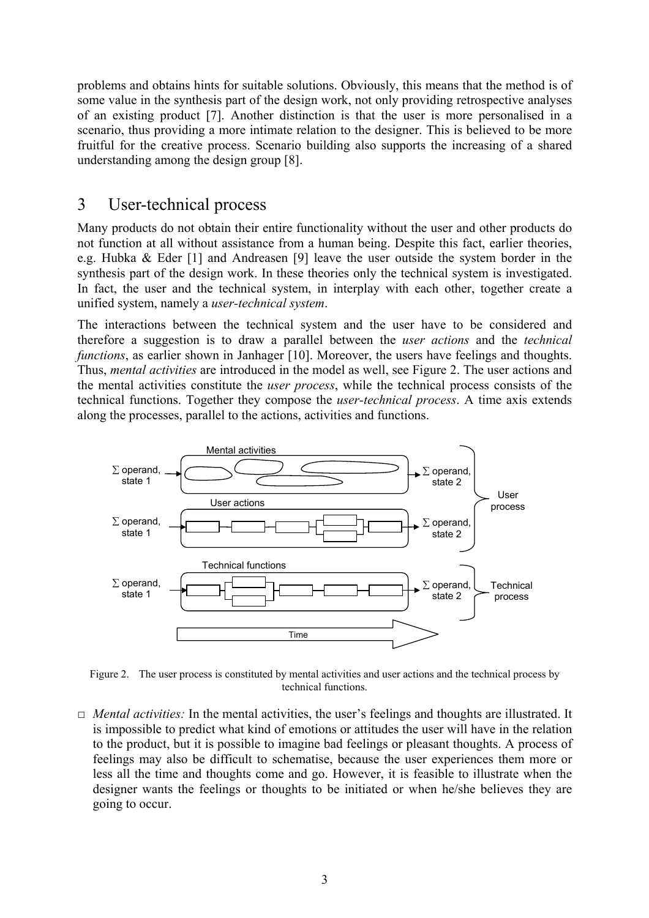problems and obtains hints for suitable solutions. Obviously, this means that the method is of some value in the synthesis part of the design work, not only providing retrospective analyses of an existing product [7]. Another distinction is that the user is more personalised in a scenario, thus providing a more intimate relation to the designer. This is believed to be more fruitful for the creative process. Scenario building also supports the increasing of a shared understanding among the design group [8].

# 3 User-technical process

Many products do not obtain their entire functionality without the user and other products do not function at all without assistance from a human being. Despite this fact, earlier theories, e.g. Hubka & Eder [1] and Andreasen [9] leave the user outside the system border in the synthesis part of the design work. In these theories only the technical system is investigated. In fact, the user and the technical system, in interplay with each other, together create a unified system, namely a *user-technical system*.

The interactions between the technical system and the user have to be considered and therefore a suggestion is to draw a parallel between the *user actions* and the *technical functions*, as earlier shown in Janhager [10]. Moreover, the users have feelings and thoughts. Thus, *mental activities* are introduced in the model as well, see Figure 2. The user actions and the mental activities constitute the *user process*, while the technical process consists of the technical functions. Together they compose the *user-technical process*. A time axis extends along the processes, parallel to the actions, activities and functions.

Figure 2. The user process is constituted by mental activities and user actions and the technical process by technical functions.

- *Mental activities:* In the mental activities, the user's feelings and thoughts are illustrated. It is impossible to predict what kind of emotions or attitudes the user will have in the relation to the product, but it is possible to imagine bad feelings or pleasant thoughts. A process of feelings may also be difficult to schematise, because the user experiences them more or less all the time and thoughts come and go. However, it is feasible to illustrate when the designer wants the feelings or thoughts to be initiated or when he/she believes they are going to occur.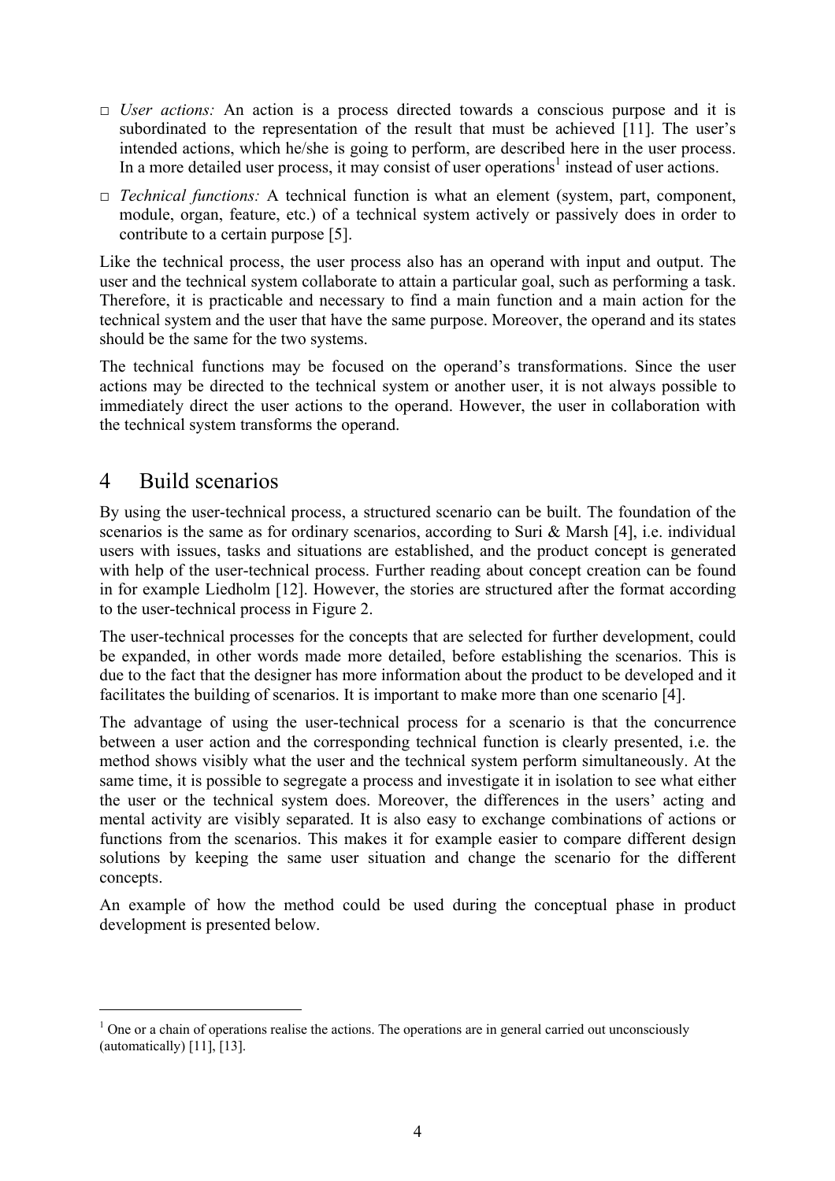- *User actions:* An action is a process directed towards a conscious purpose and it is subordinated to the representation of the result that must be achieved [11]. The user's intended actions, which he/she is going to perform, are described here in the user process. In a more detailed user process, it may consist of user operations[1] instead of user actions.
- *Technical functions:* A technical function is what an element (system, part, component, module, organ, feature, etc.) of a technical system actively or passively does in order to contribute to a certain purpose [5].

Like the technical process, the user process also has an operand with input and output. The user and the technical system collaborate to attain a particular goal, such as performing a task. Therefore, it is practicable and necessary to find a main function and a main action for the technical system and the user that have the same purpose. Moreover, the operand and its states should be the same for the two systems.

The technical functions may be focused on the operand's transformations. Since the user actions may be directed to the technical system or another user, it is not always possible to immediately direct the user actions to the operand. However, the user in collaboration with the technical system transforms the operand.

# 4 Build scenarios

By using the user-technical process, a structured scenario can be built. The foundation of the scenarios is the same as for ordinary scenarios, according to Suri & Marsh [4], i.e. individual users with issues, tasks and situations are established, and the product concept is generated with help of the user-technical process. Further reading about concept creation can be found in for example Liedholm [12]. However, the stories are structured after the format according to the user-technical process in Figure 2.

The user-technical processes for the concepts that are selected for further development, could be expanded, in other words made more detailed, before establishing the scenarios. This is due to the fact that the designer has more information about the product to be developed and it facilitates the building of scenarios. It is important to make more than one scenario [4].

The advantage of using the user-technical process for a scenario is that the concurrence between a user action and the corresponding technical function is clearly presented, i.e. the method shows visibly what the user and the technical system perform simultaneously. At the same time, it is possible to segregate a process and investigate it in isolation to see what either the user or the technical system does. Moreover, the differences in the users' acting and mental activity are visibly separated. It is also easy to exchange combinations of actions or functions from the scenarios. This makes it for example easier to compare different design solutions by keeping the same user situation and change the scenario for the different concepts.

An example of how the method could be used during the conceptual phase in product development is presented below.

---

[1] One or a chain of operations realise the actions. The operations are in general carried out unconsciously (automatically) [11], [13].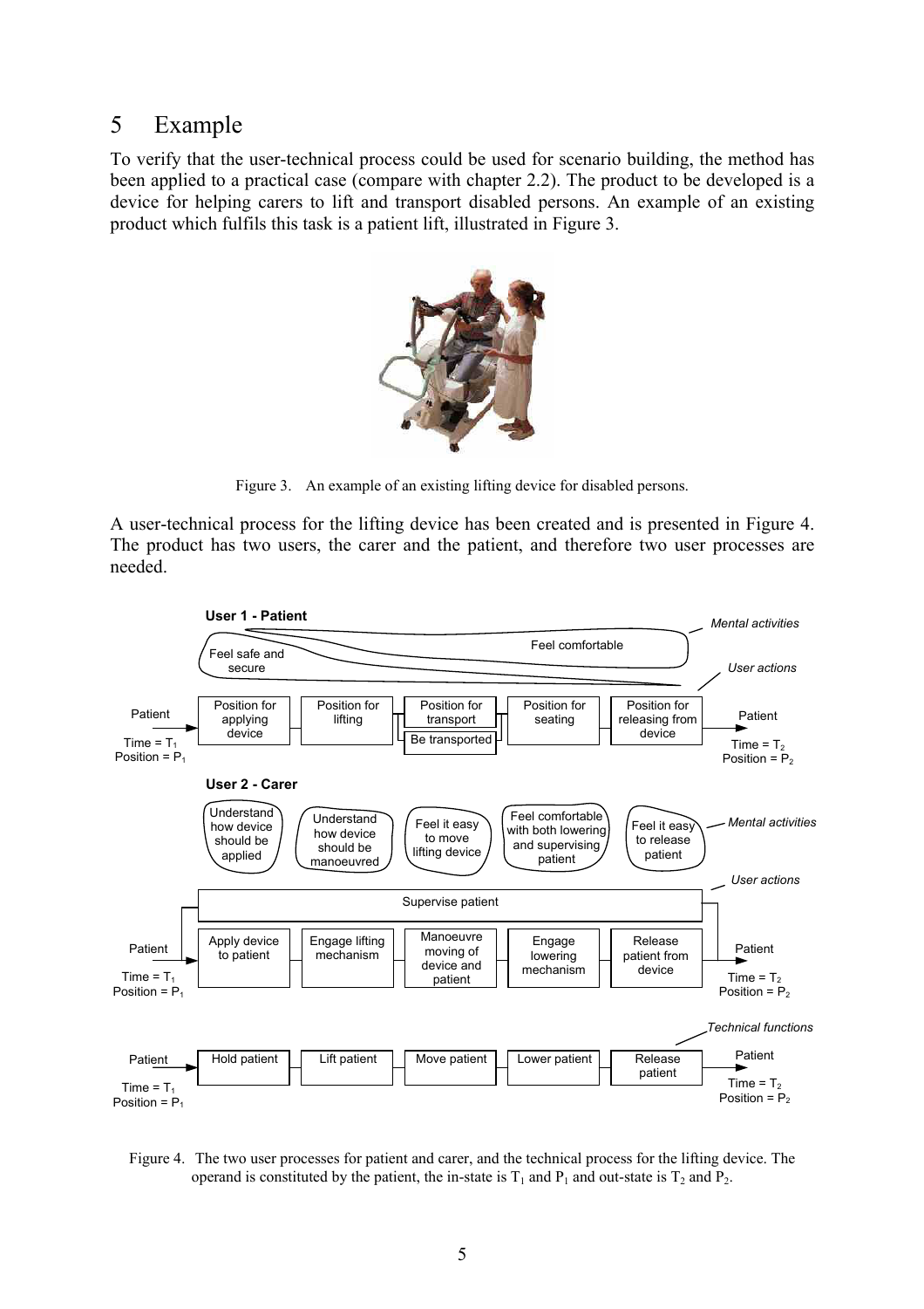# 5 Example

To verify that the user-technical process could be used for scenario building, the method has been applied to a practical case (compare with chapter 2.2). The product to be developed is a device for helping carers to lift and transport disabled persons. An example of an existing product which fulfils this task is a patient lift, illustrated in Figure 3.

Figure 3. An example of an existing lifting device for disabled persons.

A user-technical process for the lifting device has been created and is presented in Figure 4. The product has two users, the carer and the patient, and therefore two user processes are needed.

Figure 4. The two user processes for patient and carer, and the technical process for the lifting device. The operand is constituted by the patient, the in-state is $T_1$ and $P_1$ and out-state is $T_2$ and $P_2$.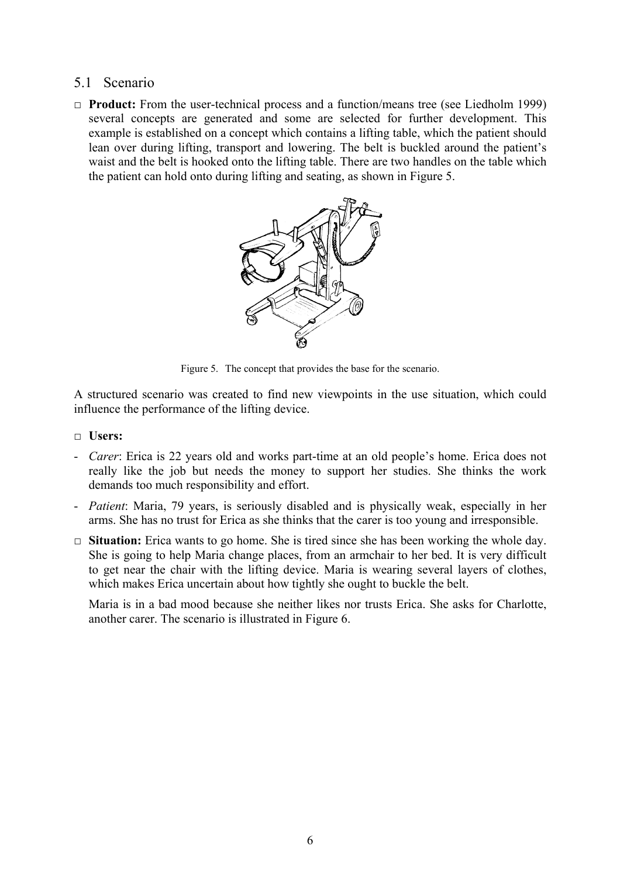## 5.1 Scenario

□ **Product:** From the user-technical process and a function/means tree (see Liedholm 1999) several concepts are generated and some are selected for further development. This example is established on a concept which contains a lifting table, which the patient should lean over during lifting, transport and lowering. The belt is buckled around the patient's waist and the belt is hooked onto the lifting table. There are two handles on the table which the patient can hold onto during lifting and seating, as shown in Figure 5.

Figure 5. The concept that provides the base for the scenario.

A structured scenario was created to find new viewpoints in the use situation, which could influence the performance of the lifting device.

□ **Users:**

- *Carer*: Erica is 22 years old and works part-time at an old people's home. Erica does not really like the job but needs the money to support her studies. She thinks the work demands too much responsibility and effort.
- *Patient*: Maria, 79 years, is seriously disabled and is physically weak, especially in her arms. She has no trust for Erica as she thinks that the carer is too young and irresponsible.

□ **Situation:** Erica wants to go home. She is tired since she has been working the whole day. She is going to help Maria change places, from an armchair to her bed. It is very difficult to get near the chair with the lifting device. Maria is wearing several layers of clothes, which makes Erica uncertain about how tightly she ought to buckle the belt.

Maria is in a bad mood because she neither likes nor trusts Erica. She asks for Charlotte, another carer. The scenario is illustrated in Figure 6.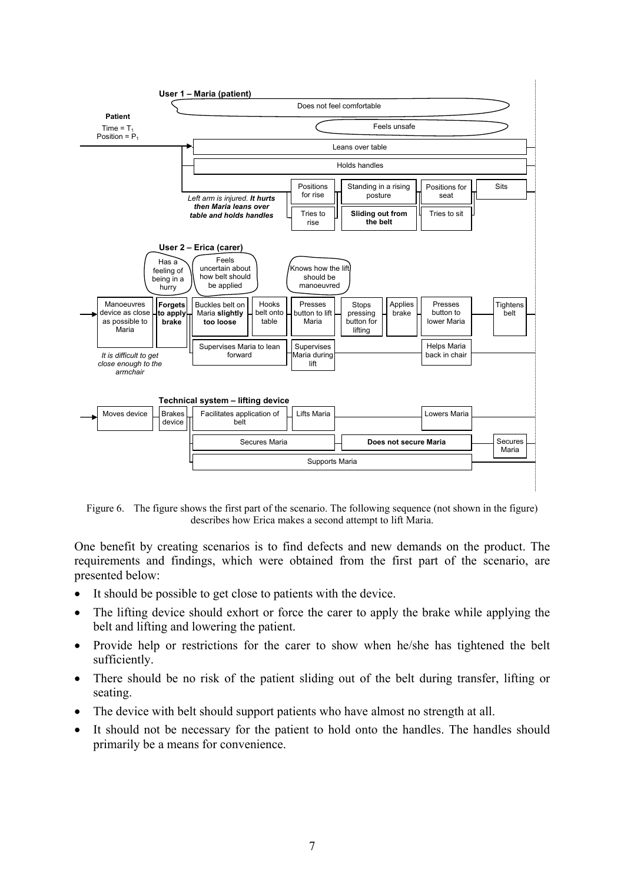**User 1 – Maria (patient)**

Patient
Time = $T_1$
Position = $P_1$

Does not feel comfortable

Feels unsafe

Leans over table

Holds handles

*Left arm is injured.* ***It hurts then Maria leans over table and holds handles***

Positions for rise | Standing in a rising posture | Positions for seat | Sits

Tries to rise | **Sliding out from the belt** | Tries to sit

**User 2 – Erica (carer)**

Has a feeling of being in a hurry

Feels uncertain about how belt should be applied

Knows how the lift should be manoeuvred

Manoeuvres device as close as possible to Maria | **Forgets to apply brake** | Buckles belt on Maria **slightly too loose** | Hooks belt onto table | Presses button to lift Maria | Stops pressing button for lifting | Applies brake | Presses button to lower Maria | Tightens belt

*It is difficult to get close enough to the armchair*

Supervises Maria to lean forward | Supervises Maria during lift | Helps Maria back in chair

**Technical system – lifting device**

Moves device | Brakes device | Facilitates application of belt | Lifts Maria | Lowers Maria

Secures Maria | **Does not secure Maria** | Secures Maria

Supports Maria

Figure 6. The figure shows the first part of the scenario. The following sequence (not shown in the figure) describes how Erica makes a second attempt to lift Maria.

One benefit by creating scenarios is to find defects and new demands on the product. The requirements and findings, which were obtained from the first part of the scenario, are presented below:

- It should be possible to get close to patients with the device.
- The lifting device should exhort or force the carer to apply the brake while applying the belt and lifting and lowering the patient.
- Provide help or restrictions for the carer to show when he/she has tightened the belt sufficiently.
- There should be no risk of the patient sliding out of the belt during transfer, lifting or seating.
- The device with belt should support patients who have almost no strength at all.
- It should not be necessary for the patient to hold onto the handles. The handles should primarily be a means for convenience.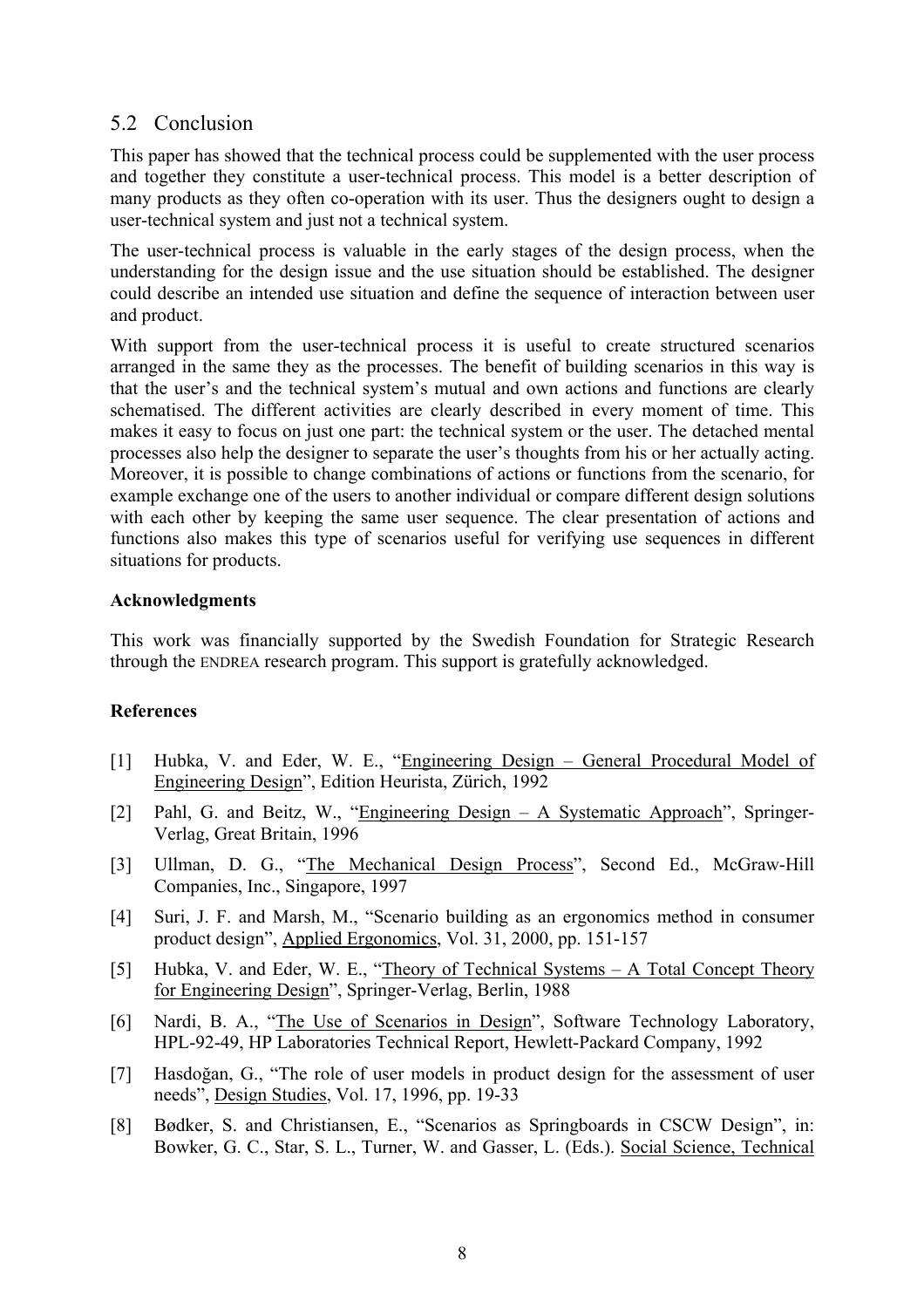## 5.2 Conclusion

This paper has showed that the technical process could be supplemented with the user process and together they constitute a user-technical process. This model is a better description of many products as they often co-operation with its user. Thus the designers ought to design a user-technical system and just not a technical system.

The user-technical process is valuable in the early stages of the design process, when the understanding for the design issue and the use situation should be established. The designer could describe an intended use situation and define the sequence of interaction between user and product.

With support from the user-technical process it is useful to create structured scenarios arranged in the same they as the processes. The benefit of building scenarios in this way is that the user's and the technical system's mutual and own actions and functions are clearly schematised. The different activities are clearly described in every moment of time. This makes it easy to focus on just one part: the technical system or the user. The detached mental processes also help the designer to separate the user's thoughts from his or her actually acting. Moreover, it is possible to change combinations of actions or functions from the scenario, for example exchange one of the users to another individual or compare different design solutions with each other by keeping the same user sequence. The clear presentation of actions and functions also makes this type of scenarios useful for verifying use sequences in different situations for products.

**Acknowledgments**

This work was financially supported by the Swedish Foundation for Strategic Research through the ENDREA research program. This support is gratefully acknowledged.

**References**

[1] Hubka, V. and Eder, W. E., "Engineering Design – General Procedural Model of Engineering Design", Edition Heurista, Zürich, 1992

[2] Pahl, G. and Beitz, W., "Engineering Design – A Systematic Approach", Springer-Verlag, Great Britain, 1996

[3] Ullman, D. G., "The Mechanical Design Process", Second Ed., McGraw-Hill Companies, Inc., Singapore, 1997

[4] Suri, J. F. and Marsh, M., "Scenario building as an ergonomics method in consumer product design", Applied Ergonomics, Vol. 31, 2000, pp. 151-157

[5] Hubka, V. and Eder, W. E., "Theory of Technical Systems – A Total Concept Theory for Engineering Design", Springer-Verlag, Berlin, 1988

[6] Nardi, B. A., "The Use of Scenarios in Design", Software Technology Laboratory, HPL-92-49, HP Laboratories Technical Report, Hewlett-Packard Company, 1992

[7] Hasdoğan, G., "The role of user models in product design for the assessment of user needs", Design Studies, Vol. 17, 1996, pp. 19-33

[8] Bødker, S. and Christiansen, E., "Scenarios as Springboards in CSCW Design", in: Bowker, G. C., Star, S. L., Turner, W. and Gasser, L. (Eds.). Social Science, Technical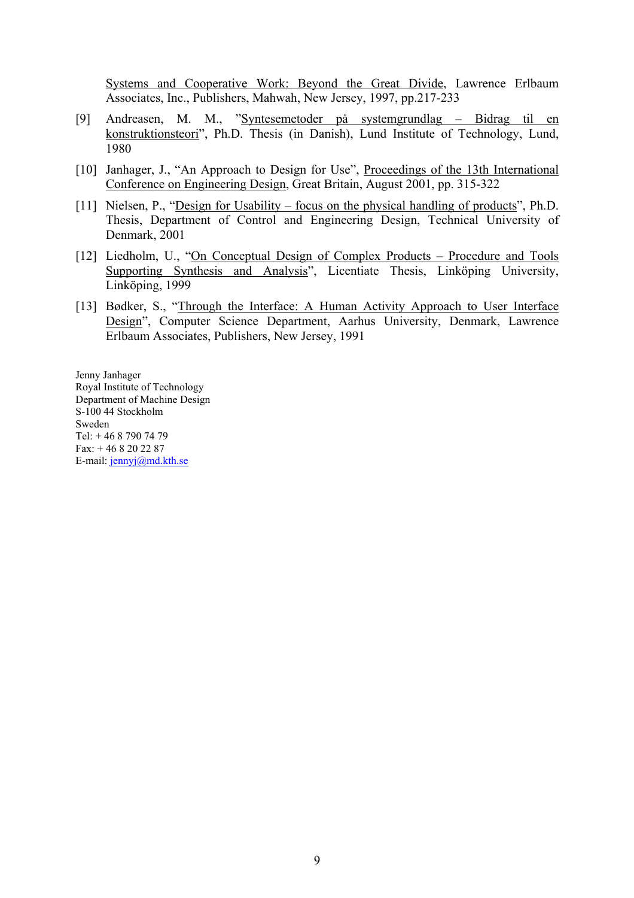Systems and Cooperative Work: Beyond the Great Divide, Lawrence Erlbaum Associates, Inc., Publishers, Mahwah, New Jersey, 1997, pp.217-233

[9] Andreasen, M. M., "Syntesemetoder på systemgrundlag – Bidrag til en konstruktionsteori", Ph.D. Thesis (in Danish), Lund Institute of Technology, Lund, 1980

[10] Janhager, J., "An Approach to Design for Use", Proceedings of the 13th International Conference on Engineering Design, Great Britain, August 2001, pp. 315-322

[11] Nielsen, P., "Design for Usability – focus on the physical handling of products", Ph.D. Thesis, Department of Control and Engineering Design, Technical University of Denmark, 2001

[12] Liedholm, U., "On Conceptual Design of Complex Products – Procedure and Tools Supporting Synthesis and Analysis", Licentiate Thesis, Linköping University, Linköping, 1999

[13] Bødker, S., "Through the Interface: A Human Activity Approach to User Interface Design", Computer Science Department, Aarhus University, Denmark, Lawrence Erlbaum Associates, Publishers, New Jersey, 1991

Jenny Janhager
Royal Institute of Technology
Department of Machine Design
S-100 44 Stockholm
Sweden
Tel: + 46 8 790 74 79
Fax: + 46 8 20 22 87
E-mail: jennyj@md.kth.se